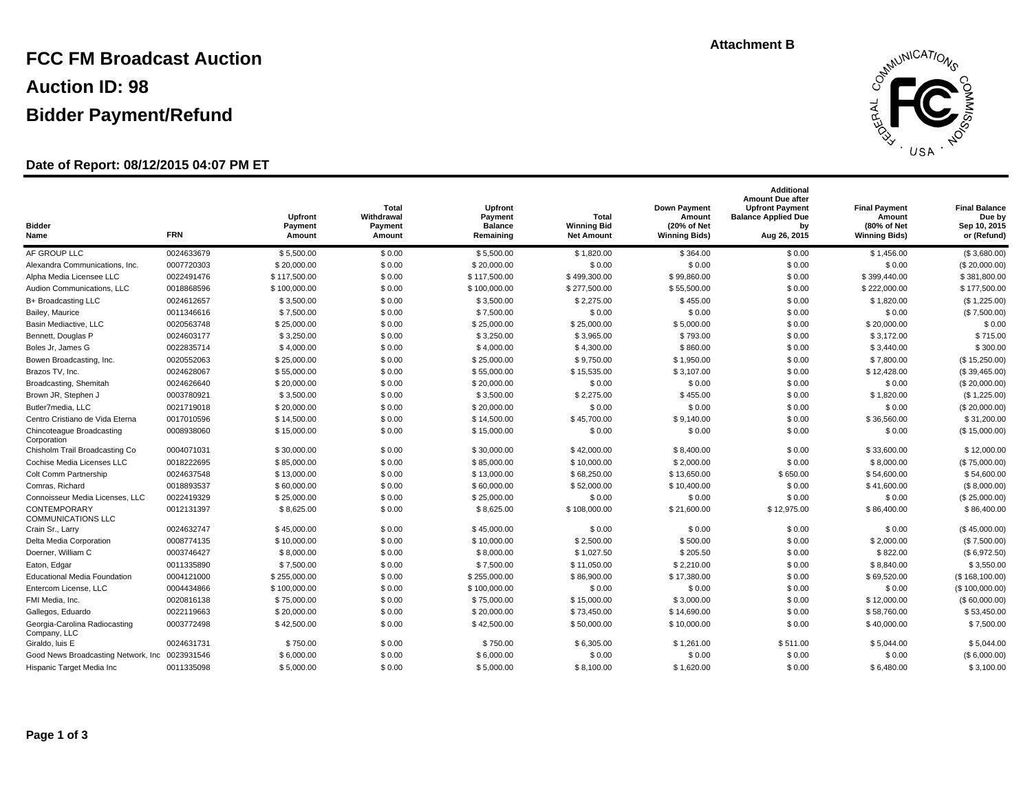Attachment B

# FCC FM Broadcast Auction

# Auction ID: 98

# Bidder Payment/Refund

**Date of Report: 08/12/2015 04:07 PM ET**

| Bidder Name | FRN | Upfront Payment Amount | Total Withdrawal Payment Amount | Upfront Payment Balance Remaining | Total Winning Bid Net Amount | Down Payment Amount (20% of Net Winning Bids) | Additional Amount Due after Upfront Payment Balance Applied Due by Aug 26, 2015 | Final Payment Amount (80% of Net Winning Bids) | Final Balance Due by Sep 10, 2015 or (Refund) |
|---|---|---|---|---|---|---|---|---|---|
| AF GROUP LLC | 0024633679 | $ 5,500.00 | $ 0.00 | $ 5,500.00 | $ 1,820.00 | $ 364.00 | $ 0.00 | $ 1,456.00 | ($ 3,680.00) |
| Alexandra Communications, Inc. | 0007720303 | $ 20,000.00 | $ 0.00 | $ 20,000.00 | $ 0.00 | $ 0.00 | $ 0.00 | $ 0.00 | ($ 20,000.00) |
| Alpha Media Licensee LLC | 0022491476 | $ 117,500.00 | $ 0.00 | $ 117,500.00 | $ 499,300.00 | $ 99,860.00 | $ 0.00 | $ 399,440.00 | $ 381,800.00 |
| Audion Communications, LLC | 0018868596 | $ 100,000.00 | $ 0.00 | $ 100,000.00 | $ 277,500.00 | $ 55,500.00 | $ 0.00 | $ 222,000.00 | $ 177,500.00 |
| B+ Broadcasting LLC | 0024612657 | $ 3,500.00 | $ 0.00 | $ 3,500.00 | $ 2,275.00 | $ 455.00 | $ 0.00 | $ 1,820.00 | ($ 1,225.00) |
| Bailey, Maurice | 0011346616 | $ 7,500.00 | $ 0.00 | $ 7,500.00 | $ 0.00 | $ 0.00 | $ 0.00 | $ 0.00 | ($ 7,500.00) |
| Basin Mediactive, LLC | 0020563748 | $ 25,000.00 | $ 0.00 | $ 25,000.00 | $ 25,000.00 | $ 5,000.00 | $ 0.00 | $ 20,000.00 | $ 0.00 |
| Bennett, Douglas P | 0024603177 | $ 3,250.00 | $ 0.00 | $ 3,250.00 | $ 3,965.00 | $ 793.00 | $ 0.00 | $ 3,172.00 | $ 715.00 |
| Boles Jr, James G | 0022835714 | $ 4,000.00 | $ 0.00 | $ 4,000.00 | $ 4,300.00 | $ 860.00 | $ 0.00 | $ 3,440.00 | $ 300.00 |
| Bowen Broadcasting, Inc. | 0020552063 | $ 25,000.00 | $ 0.00 | $ 25,000.00 | $ 9,750.00 | $ 1,950.00 | $ 0.00 | $ 7,800.00 | ($ 15,250.00) |
| Brazos TV, Inc. | 0024628067 | $ 55,000.00 | $ 0.00 | $ 55,000.00 | $ 15,535.00 | $ 3,107.00 | $ 0.00 | $ 12,428.00 | ($ 39,465.00) |
| Broadcasting, Shemitah | 0024626640 | $ 20,000.00 | $ 0.00 | $ 20,000.00 | $ 0.00 | $ 0.00 | $ 0.00 | $ 0.00 | ($ 20,000.00) |
| Brown JR, Stephen J | 0003780921 | $ 3,500.00 | $ 0.00 | $ 3,500.00 | $ 2,275.00 | $ 455.00 | $ 0.00 | $ 1,820.00 | ($ 1,225.00) |
| Butler7media, LLC | 0021719018 | $ 20,000.00 | $ 0.00 | $ 20,000.00 | $ 0.00 | $ 0.00 | $ 0.00 | $ 0.00 | ($ 20,000.00) |
| Centro Cristiano de Vida Eterna | 0017010596 | $ 14,500.00 | $ 0.00 | $ 14,500.00 | $ 45,700.00 | $ 9,140.00 | $ 0.00 | $ 36,560.00 | $ 31,200.00 |
| Chincoteague Broadcasting Corporation | 0008938060 | $ 15,000.00 | $ 0.00 | $ 15,000.00 | $ 0.00 | $ 0.00 | $ 0.00 | $ 0.00 | ($ 15,000.00) |
| Chisholm Trail Broadcasting Co | 0004071031 | $ 30,000.00 | $ 0.00 | $ 30,000.00 | $ 42,000.00 | $ 8,400.00 | $ 0.00 | $ 33,600.00 | $ 12,000.00 |
| Cochise Media Licenses LLC | 0018222695 | $ 85,000.00 | $ 0.00 | $ 85,000.00 | $ 10,000.00 | $ 2,000.00 | $ 0.00 | $ 8,000.00 | ($ 75,000.00) |
| Colt Comm Partnership | 0024637548 | $ 13,000.00 | $ 0.00 | $ 13,000.00 | $ 68,250.00 | $ 13,650.00 | $ 650.00 | $ 54,600.00 | $ 54,600.00 |
| Comras, Richard | 0018893537 | $ 60,000.00 | $ 0.00 | $ 60,000.00 | $ 52,000.00 | $ 10,400.00 | $ 0.00 | $ 41,600.00 | ($ 8,000.00) |
| Connoisseur Media Licenses, LLC | 0022419329 | $ 25,000.00 | $ 0.00 | $ 25,000.00 | $ 0.00 | $ 0.00 | $ 0.00 | $ 0.00 | ($ 25,000.00) |
| CONTEMPORARY COMMUNICATIONS LLC | 0012131397 | $ 8,625.00 | $ 0.00 | $ 8,625.00 | $ 108,000.00 | $ 21,600.00 | $ 12,975.00 | $ 86,400.00 | $ 86,400.00 |
| Crain Sr., Larry | 0024632747 | $ 45,000.00 | $ 0.00 | $ 45,000.00 | $ 0.00 | $ 0.00 | $ 0.00 | $ 0.00 | ($ 45,000.00) |
| Delta Media Corporation | 0008774135 | $ 10,000.00 | $ 0.00 | $ 10,000.00 | $ 2,500.00 | $ 500.00 | $ 0.00 | $ 2,000.00 | ($ 7,500.00) |
| Doerner, William C | 0003746427 | $ 8,000.00 | $ 0.00 | $ 8,000.00 | $ 1,027.50 | $ 205.50 | $ 0.00 | $ 822.00 | ($ 6,972.50) |
| Eaton, Edgar | 0011335890 | $ 7,500.00 | $ 0.00 | $ 7,500.00 | $ 11,050.00 | $ 2,210.00 | $ 0.00 | $ 8,840.00 | $ 3,550.00 |
| Educational Media Foundation | 0004121000 | $ 255,000.00 | $ 0.00 | $ 255,000.00 | $ 86,900.00 | $ 17,380.00 | $ 0.00 | $ 69,520.00 | ($ 168,100.00) |
| Entercom License, LLC | 0004434866 | $ 100,000.00 | $ 0.00 | $ 100,000.00 | $ 0.00 | $ 0.00 | $ 0.00 | $ 0.00 | ($ 100,000.00) |
| FMI Media, Inc. | 0020816138 | $ 75,000.00 | $ 0.00 | $ 75,000.00 | $ 15,000.00 | $ 3,000.00 | $ 0.00 | $ 12,000.00 | ($ 60,000.00) |
| Gallegos, Eduardo | 0022119663 | $ 20,000.00 | $ 0.00 | $ 20,000.00 | $ 73,450.00 | $ 14,690.00 | $ 0.00 | $ 58,760.00 | $ 53,450.00 |
| Georgia-Carolina Radiocasting Company, LLC | 0003772498 | $ 42,500.00 | $ 0.00 | $ 42,500.00 | $ 50,000.00 | $ 10,000.00 | $ 0.00 | $ 40,000.00 | $ 7,500.00 |
| Giraldo, luis E | 0024631731 | $ 750.00 | $ 0.00 | $ 750.00 | $ 6,305.00 | $ 1,261.00 | $ 511.00 | $ 5,044.00 | $ 5,044.00 |
| Good News Broadcasting Network, Inc | 0023931546 | $ 6,000.00 | $ 0.00 | $ 6,000.00 | $ 0.00 | $ 0.00 | $ 0.00 | $ 0.00 | ($ 6,000.00) |
| Hispanic Target Media Inc | 0011335098 | $ 5,000.00 | $ 0.00 | $ 5,000.00 | $ 8,100.00 | $ 1,620.00 | $ 0.00 | $ 6,480.00 | $ 3,100.00 |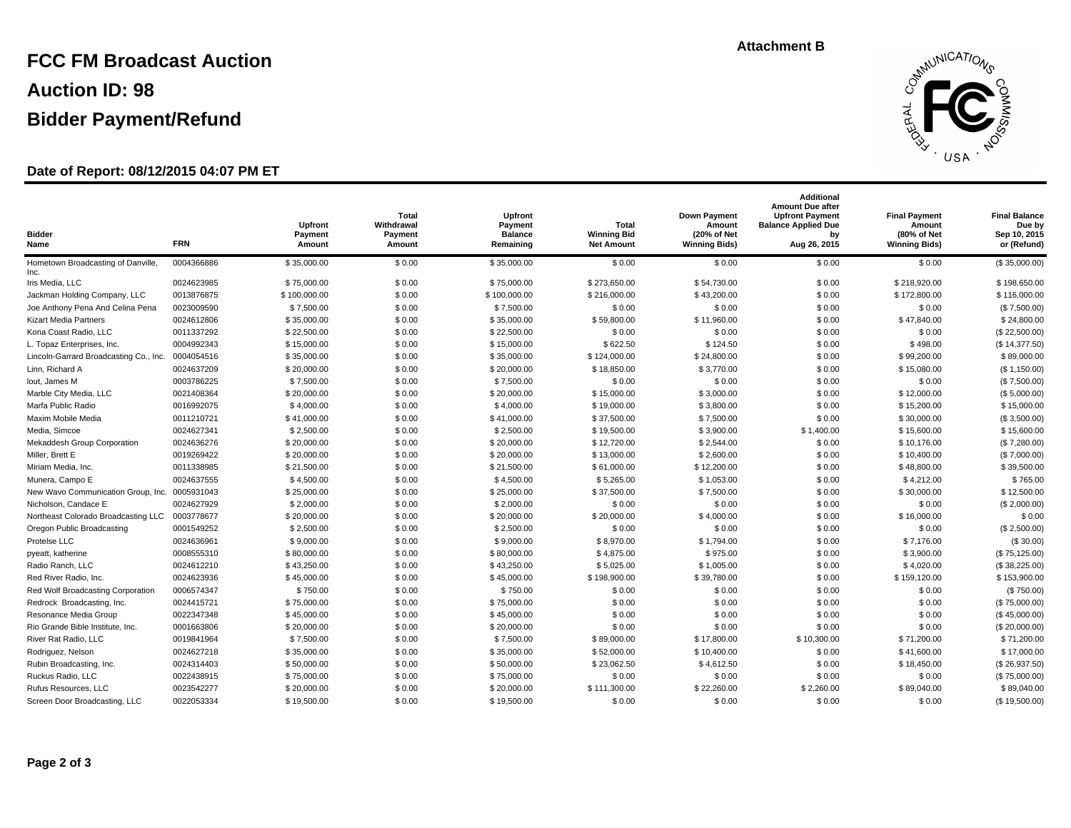Attachment B

# FCC FM Broadcast Auction

## Auction ID: 98

## Bidder Payment/Refund

**Date of Report: 08/12/2015 04:07 PM ET**

| Bidder Name | FRN | Upfront Payment Amount | Total Withdrawal Payment Amount | Upfront Payment Balance Remaining | Total Winning Bid Net Amount | Down Payment Amount (20% of Net Winning Bids) | Additional Amount Due after Upfront Payment Balance Applied Due by Aug 26, 2015 | Final Payment Amount (80% of Net Winning Bids) | Final Balance Due by Sep 10, 2015 or (Refund) |
|---|---|---|---|---|---|---|---|---|---|
| Hometown Broadcasting of Danville, Inc. | 0004366886 | $ 35,000.00 | $ 0.00 | $ 35,000.00 | $ 0.00 | $ 0.00 | $ 0.00 | $ 0.00 | ($ 35,000.00) |
| Iris Media, LLC | 0024623985 | $ 75,000.00 | $ 0.00 | $ 75,000.00 | $ 273,650.00 | $ 54,730.00 | $ 0.00 | $ 218,920.00 | $ 198,650.00 |
| Jackman Holding Company, LLC | 0013876875 | $ 100,000.00 | $ 0.00 | $ 100,000.00 | $ 216,000.00 | $ 43,200.00 | $ 0.00 | $ 172,800.00 | $ 116,000.00 |
| Joe Anthony Pena And Celina Pena | 0023009590 | $ 7,500.00 | $ 0.00 | $ 7,500.00 | $ 0.00 | $ 0.00 | $ 0.00 | $ 0.00 | ($ 7,500.00) |
| Kizart Media Partners | 0024612806 | $ 35,000.00 | $ 0.00 | $ 35,000.00 | $ 59,800.00 | $ 11,960.00 | $ 0.00 | $ 47,840.00 | $ 24,800.00 |
| Kona Coast Radio, LLC | 0011337292 | $ 22,500.00 | $ 0.00 | $ 22,500.00 | $ 0.00 | $ 0.00 | $ 0.00 | $ 0.00 | ($ 22,500.00) |
| L. Topaz Enterprises, Inc. | 0004992343 | $ 15,000.00 | $ 0.00 | $ 15,000.00 | $ 622.50 | $ 124.50 | $ 0.00 | $ 498.00 | ($ 14,377.50) |
| Lincoln-Garrard Broadcasting Co., Inc. | 0004054516 | $ 35,000.00 | $ 0.00 | $ 35,000.00 | $ 124,000.00 | $ 24,800.00 | $ 0.00 | $ 99,200.00 | $ 89,000.00 |
| Linn, Richard A | 0024637209 | $ 20,000.00 | $ 0.00 | $ 20,000.00 | $ 18,850.00 | $ 3,770.00 | $ 0.00 | $ 15,080.00 | ($ 1,150.00) |
| Iout, James M | 0003786225 | $ 7,500.00 | $ 0.00 | $ 7,500.00 | $ 0.00 | $ 0.00 | $ 0.00 | $ 0.00 | ($ 7,500.00) |
| Marble City Media, LLC | 0021408364 | $ 20,000.00 | $ 0.00 | $ 20,000.00 | $ 15,000.00 | $ 3,000.00 | $ 0.00 | $ 12,000.00 | ($ 5,000.00) |
| Marfa Public Radio | 0016992075 | $ 4,000.00 | $ 0.00 | $ 4,000.00 | $ 19,000.00 | $ 3,800.00 | $ 0.00 | $ 15,200.00 | $ 15,000.00 |
| Maxim Mobile Media | 0011210721 | $ 41,000.00 | $ 0.00 | $ 41,000.00 | $ 37,500.00 | $ 7,500.00 | $ 0.00 | $ 30,000.00 | ($ 3,500.00) |
| Media, Simcoe | 0024627341 | $ 2,500.00 | $ 0.00 | $ 2,500.00 | $ 19,500.00 | $ 3,900.00 | $ 1,400.00 | $ 15,600.00 | $ 15,600.00 |
| Mekaddesh Group Corporation | 0024636276 | $ 20,000.00 | $ 0.00 | $ 20,000.00 | $ 12,720.00 | $ 2,544.00 | $ 0.00 | $ 10,176.00 | ($ 7,280.00) |
| Miller, Brett E | 0019269422 | $ 20,000.00 | $ 0.00 | $ 20,000.00 | $ 13,000.00 | $ 2,600.00 | $ 0.00 | $ 10,400.00 | ($ 7,000.00) |
| Miriam Media, Inc. | 0011338985 | $ 21,500.00 | $ 0.00 | $ 21,500.00 | $ 61,000.00 | $ 12,200.00 | $ 0.00 | $ 48,800.00 | $ 39,500.00 |
| Munera, Campo E | 0024637555 | $ 4,500.00 | $ 0.00 | $ 4,500.00 | $ 5,265.00 | $ 1,053.00 | $ 0.00 | $ 4,212.00 | $ 765.00 |
| New Wavo Communication Group, Inc. | 0005931043 | $ 25,000.00 | $ 0.00 | $ 25,000.00 | $ 37,500.00 | $ 7,500.00 | $ 0.00 | $ 30,000.00 | $ 12,500.00 |
| Nicholson, Candace E | 0024627929 | $ 2,000.00 | $ 0.00 | $ 2,000.00 | $ 0.00 | $ 0.00 | $ 0.00 | $ 0.00 | ($ 2,000.00) |
| Northeast Colorado Broadcasting LLC | 0003778677 | $ 20,000.00 | $ 0.00 | $ 20,000.00 | $ 20,000.00 | $ 4,000.00 | $ 0.00 | $ 16,000.00 | $ 0.00 |
| Oregon Public Broadcasting | 0001549252 | $ 2,500.00 | $ 0.00 | $ 2,500.00 | $ 0.00 | $ 0.00 | $ 0.00 | $ 0.00 | ($ 2,500.00) |
| Protelse LLC | 0024636961 | $ 9,000.00 | $ 0.00 | $ 9,000.00 | $ 8,970.00 | $ 1,794.00 | $ 0.00 | $ 7,176.00 | ($ 30.00) |
| pyeatt, katherine | 0008555310 | $ 80,000.00 | $ 0.00 | $ 80,000.00 | $ 4,875.00 | $ 975.00 | $ 0.00 | $ 3,900.00 | ($ 75,125.00) |
| Radio Ranch, LLC | 0024612210 | $ 43,250.00 | $ 0.00 | $ 43,250.00 | $ 5,025.00 | $ 1,005.00 | $ 0.00 | $ 4,020.00 | ($ 38,225.00) |
| Red River Radio, Inc. | 0024623936 | $ 45,000.00 | $ 0.00 | $ 45,000.00 | $ 198,900.00 | $ 39,780.00 | $ 0.00 | $ 159,120.00 | $ 153,900.00 |
| Red Wolf Broadcasting Corporation | 0006574347 | $ 750.00 | $ 0.00 | $ 750.00 | $ 0.00 | $ 0.00 | $ 0.00 | $ 0.00 | ($ 750.00) |
| Redrock Broadcasting, Inc. | 0024415721 | $ 75,000.00 | $ 0.00 | $ 75,000.00 | $ 0.00 | $ 0.00 | $ 0.00 | $ 0.00 | ($ 75,000.00) |
| Resonance Media Group | 0022347348 | $ 45,000.00 | $ 0.00 | $ 45,000.00 | $ 0.00 | $ 0.00 | $ 0.00 | $ 0.00 | ($ 45,000.00) |
| Rio Grande Bible Institute, Inc. | 0001663806 | $ 20,000.00 | $ 0.00 | $ 20,000.00 | $ 0.00 | $ 0.00 | $ 0.00 | $ 0.00 | ($ 20,000.00) |
| River Rat Radio, LLC | 0019841964 | $ 7,500.00 | $ 0.00 | $ 7,500.00 | $ 89,000.00 | $ 17,800.00 | $ 10,300.00 | $ 71,200.00 | $ 71,200.00 |
| Rodriguez, Nelson | 0024627218 | $ 35,000.00 | $ 0.00 | $ 35,000.00 | $ 52,000.00 | $ 10,400.00 | $ 0.00 | $ 41,600.00 | $ 17,000.00 |
| Rubin Broadcasting, Inc. | 0024314403 | $ 50,000.00 | $ 0.00 | $ 50,000.00 | $ 23,062.50 | $ 4,612.50 | $ 0.00 | $ 18,450.00 | ($ 26,937.50) |
| Ruckus Radio, LLC | 0022438915 | $ 75,000.00 | $ 0.00 | $ 75,000.00 | $ 0.00 | $ 0.00 | $ 0.00 | $ 0.00 | ($ 75,000.00) |
| Rufus Resources, LLC | 0023542277 | $ 20,000.00 | $ 0.00 | $ 20,000.00 | $ 111,300.00 | $ 22,260.00 | $ 2,260.00 | $ 89,040.00 | $ 89,040.00 |
| Screen Door Broadcasting, LLC | 0022053334 | $ 19,500.00 | $ 0.00 | $ 19,500.00 | $ 0.00 | $ 0.00 | $ 0.00 | $ 0.00 | ($ 19,500.00) |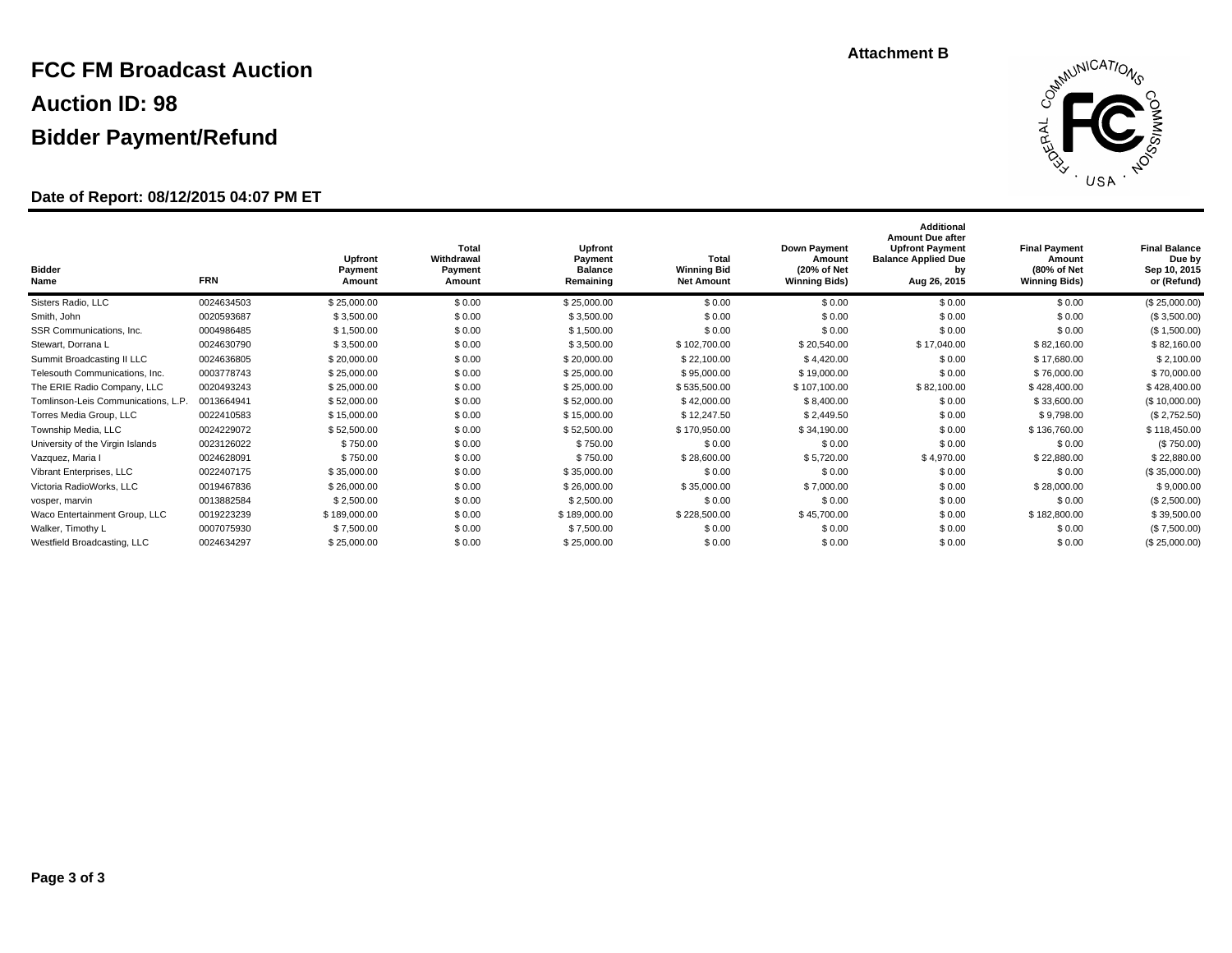Attachment B

# FCC FM Broadcast Auction

# Auction ID: 98

# Bidder Payment/Refund

**Date of Report: 08/12/2015 04:07 PM ET**

| Bidder Name | FRN | Upfront Payment Amount | Total Withdrawal Payment Amount | Upfront Payment Balance Remaining | Total Winning Bid Net Amount | Down Payment Amount (20% of Net Winning Bids) | Additional Amount Due after Upfront Payment Balance Applied Due by Aug 26, 2015 | Final Payment Amount (80% of Net Winning Bids) | Final Balance Due by Sep 10, 2015 or (Refund) |
|---|---|---|---|---|---|---|---|---|---|
| Sisters Radio, LLC | 0024634503 | $ 25,000.00 | $ 0.00 | $ 25,000.00 | $ 0.00 | $ 0.00 | $ 0.00 | $ 0.00 | ($ 25,000.00) |
| Smith, John | 0020593687 | $ 3,500.00 | $ 0.00 | $ 3,500.00 | $ 0.00 | $ 0.00 | $ 0.00 | $ 0.00 | ($ 3,500.00) |
| SSR Communications, Inc. | 0004986485 | $ 1,500.00 | $ 0.00 | $ 1,500.00 | $ 0.00 | $ 0.00 | $ 0.00 | $ 0.00 | ($ 1,500.00) |
| Stewart, Dorrana L | 0024630790 | $ 3,500.00 | $ 0.00 | $ 3,500.00 | $ 102,700.00 | $ 20,540.00 | $ 17,040.00 | $ 82,160.00 | $ 82,160.00 |
| Summit Broadcasting II LLC | 0024636805 | $ 20,000.00 | $ 0.00 | $ 20,000.00 | $ 22,100.00 | $ 4,420.00 | $ 0.00 | $ 17,680.00 | $ 2,100.00 |
| Telesouth Communications, Inc. | 0003778743 | $ 25,000.00 | $ 0.00 | $ 25,000.00 | $ 95,000.00 | $ 19,000.00 | $ 0.00 | $ 76,000.00 | $ 70,000.00 |
| The ERIE Radio Company, LLC | 0020493243 | $ 25,000.00 | $ 0.00 | $ 25,000.00 | $ 535,500.00 | $ 107,100.00 | $ 82,100.00 | $ 428,400.00 | $ 428,400.00 |
| Tomlinson-Leis Communications, L.P. | 0013664941 | $ 52,000.00 | $ 0.00 | $ 52,000.00 | $ 42,000.00 | $ 8,400.00 | $ 0.00 | $ 33,600.00 | ($ 10,000.00) |
| Torres Media Group, LLC | 0022410583 | $ 15,000.00 | $ 0.00 | $ 15,000.00 | $ 12,247.50 | $ 2,449.50 | $ 0.00 | $ 9,798.00 | ($ 2,752.50) |
| Township Media, LLC | 0024229072 | $ 52,500.00 | $ 0.00 | $ 52,500.00 | $ 170,950.00 | $ 34,190.00 | $ 0.00 | $ 136,760.00 | $ 118,450.00 |
| University of the Virgin Islands | 0023126022 | $ 750.00 | $ 0.00 | $ 750.00 | $ 0.00 | $ 0.00 | $ 0.00 | $ 0.00 | ($ 750.00) |
| Vazquez, Maria I | 0024628091 | $ 750.00 | $ 0.00 | $ 750.00 | $ 28,600.00 | $ 5,720.00 | $ 4,970.00 | $ 22,880.00 | $ 22,880.00 |
| Vibrant Enterprises, LLC | 0022407175 | $ 35,000.00 | $ 0.00 | $ 35,000.00 | $ 0.00 | $ 0.00 | $ 0.00 | $ 0.00 | ($ 35,000.00) |
| Victoria RadioWorks, LLC | 0019467836 | $ 26,000.00 | $ 0.00 | $ 26,000.00 | $ 35,000.00 | $ 7,000.00 | $ 0.00 | $ 28,000.00 | $ 9,000.00 |
| vosper, marvin | 0013882584 | $ 2,500.00 | $ 0.00 | $ 2,500.00 | $ 0.00 | $ 0.00 | $ 0.00 | $ 0.00 | ($ 2,500.00) |
| Waco Entertainment Group, LLC | 0019223239 | $ 189,000.00 | $ 0.00 | $ 189,000.00 | $ 228,500.00 | $ 45,700.00 | $ 0.00 | $ 182,800.00 | $ 39,500.00 |
| Walker, Timothy L | 0007075930 | $ 7,500.00 | $ 0.00 | $ 7,500.00 | $ 0.00 | $ 0.00 | $ 0.00 | $ 0.00 | ($ 7,500.00) |
| Westfield Broadcasting, LLC | 0024634297 | $ 25,000.00 | $ 0.00 | $ 25,000.00 | $ 0.00 | $ 0.00 | $ 0.00 | $ 0.00 | ($ 25,000.00) |